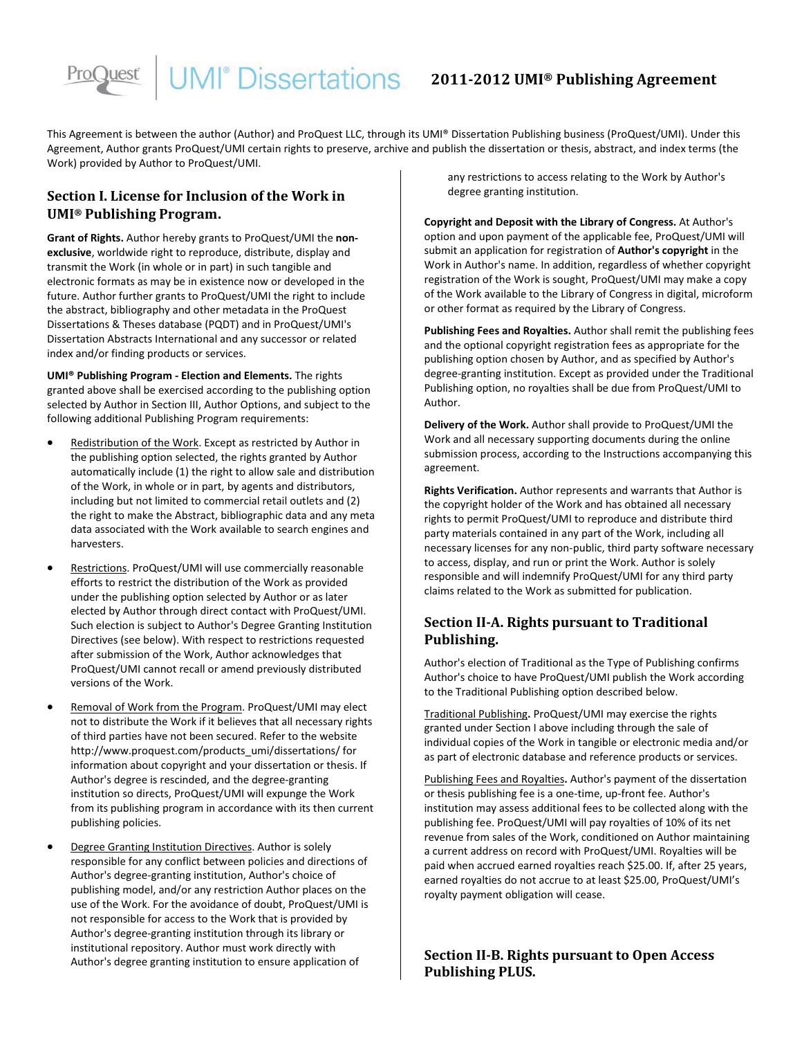# 2011-2012 UMI® Publishing Agreement

This Agreement is between the author (Author) and ProQuest LLC, through its UMI® Dissertation Publishing business (ProQuest/UMI). Under this Agreement, Author grants ProQuest/UMI certain rights to preserve, archive and publish the dissertation or thesis, abstract, and index terms (the Work) provided by Author to ProQuest/UMI.

## Section I. License for Inclusion of the Work in UMI® Publishing Program.

**Grant of Rights.** Author hereby grants to ProQuest/UMI the **non-exclusive**, worldwide right to reproduce, distribute, display and transmit the Work (in whole or in part) in such tangible and electronic formats as may be in existence now or developed in the future. Author further grants to ProQuest/UMI the right to include the abstract, bibliography and other metadata in the ProQuest Dissertations & Theses database (PQDT) and in ProQuest/UMI's Dissertation Abstracts International and any successor or related index and/or finding products or services.

**UMI® Publishing Program - Election and Elements.** The rights granted above shall be exercised according to the publishing option selected by Author in Section III, Author Options, and subject to the following additional Publishing Program requirements:

- Redistribution of the Work. Except as restricted by Author in the publishing option selected, the rights granted by Author automatically include (1) the right to allow sale and distribution of the Work, in whole or in part, by agents and distributors, including but not limited to commercial retail outlets and (2) the right to make the Abstract, bibliographic data and any meta data associated with the Work available to search engines and harvesters.
- Restrictions. ProQuest/UMI will use commercially reasonable efforts to restrict the distribution of the Work as provided under the publishing option selected by Author or as later elected by Author through direct contact with ProQuest/UMI. Such election is subject to Author's Degree Granting Institution Directives (see below). With respect to restrictions requested after submission of the Work, Author acknowledges that ProQuest/UMI cannot recall or amend previously distributed versions of the Work.
- Removal of Work from the Program. ProQuest/UMI may elect not to distribute the Work if it believes that all necessary rights of third parties have not been secured. Refer to the website http://www.proquest.com/products_umi/dissertations/ for information about copyright and your dissertation or thesis. If Author's degree is rescinded, and the degree-granting institution so directs, ProQuest/UMI will expunge the Work from its publishing program in accordance with its then current publishing policies.
- Degree Granting Institution Directives. Author is solely responsible for any conflict between policies and directions of Author's degree-granting institution, Author's choice of publishing model, and/or any restriction Author places on the use of the Work. For the avoidance of doubt, ProQuest/UMI is not responsible for access to the Work that is provided by Author's degree-granting institution through its library or institutional repository. Author must work directly with Author's degree granting institution to ensure application of any restrictions to access relating to the Work by Author's degree granting institution.

**Copyright and Deposit with the Library of Congress.** At Author's option and upon payment of the applicable fee, ProQuest/UMI will submit an application for registration of **Author's copyright** in the Work in Author's name. In addition, regardless of whether copyright registration of the Work is sought, ProQuest/UMI may make a copy of the Work available to the Library of Congress in digital, microform or other format as required by the Library of Congress.

**Publishing Fees and Royalties.** Author shall remit the publishing fees and the optional copyright registration fees as appropriate for the publishing option chosen by Author, and as specified by Author's degree-granting institution. Except as provided under the Traditional Publishing option, no royalties shall be due from ProQuest/UMI to Author.

**Delivery of the Work.** Author shall provide to ProQuest/UMI the Work and all necessary supporting documents during the online submission process, according to the Instructions accompanying this agreement.

**Rights Verification.** Author represents and warrants that Author is the copyright holder of the Work and has obtained all necessary rights to permit ProQuest/UMI to reproduce and distribute third party materials contained in any part of the Work, including all necessary licenses for any non-public, third party software necessary to access, display, and run or print the Work. Author is solely responsible and will indemnify ProQuest/UMI for any third party claims related to the Work as submitted for publication.

## Section II-A. Rights pursuant to Traditional Publishing.

Author's election of Traditional as the Type of Publishing confirms Author's choice to have ProQuest/UMI publish the Work according to the Traditional Publishing option described below.

Traditional Publishing**.** ProQuest/UMI may exercise the rights granted under Section I above including through the sale of individual copies of the Work in tangible or electronic media and/or as part of electronic database and reference products or services.

Publishing Fees and Royalties**.** Author's payment of the dissertation or thesis publishing fee is a one-time, up-front fee. Author's institution may assess additional fees to be collected along with the publishing fee. ProQuest/UMI will pay royalties of 10% of its net revenue from sales of the Work, conditioned on Author maintaining a current address on record with ProQuest/UMI. Royalties will be paid when accrued earned royalties reach $25.00. If, after 25 years, earned royalties do not accrue to at least $25.00, ProQuest/UMI's royalty payment obligation will cease.

## Section II-B. Rights pursuant to Open Access Publishing PLUS.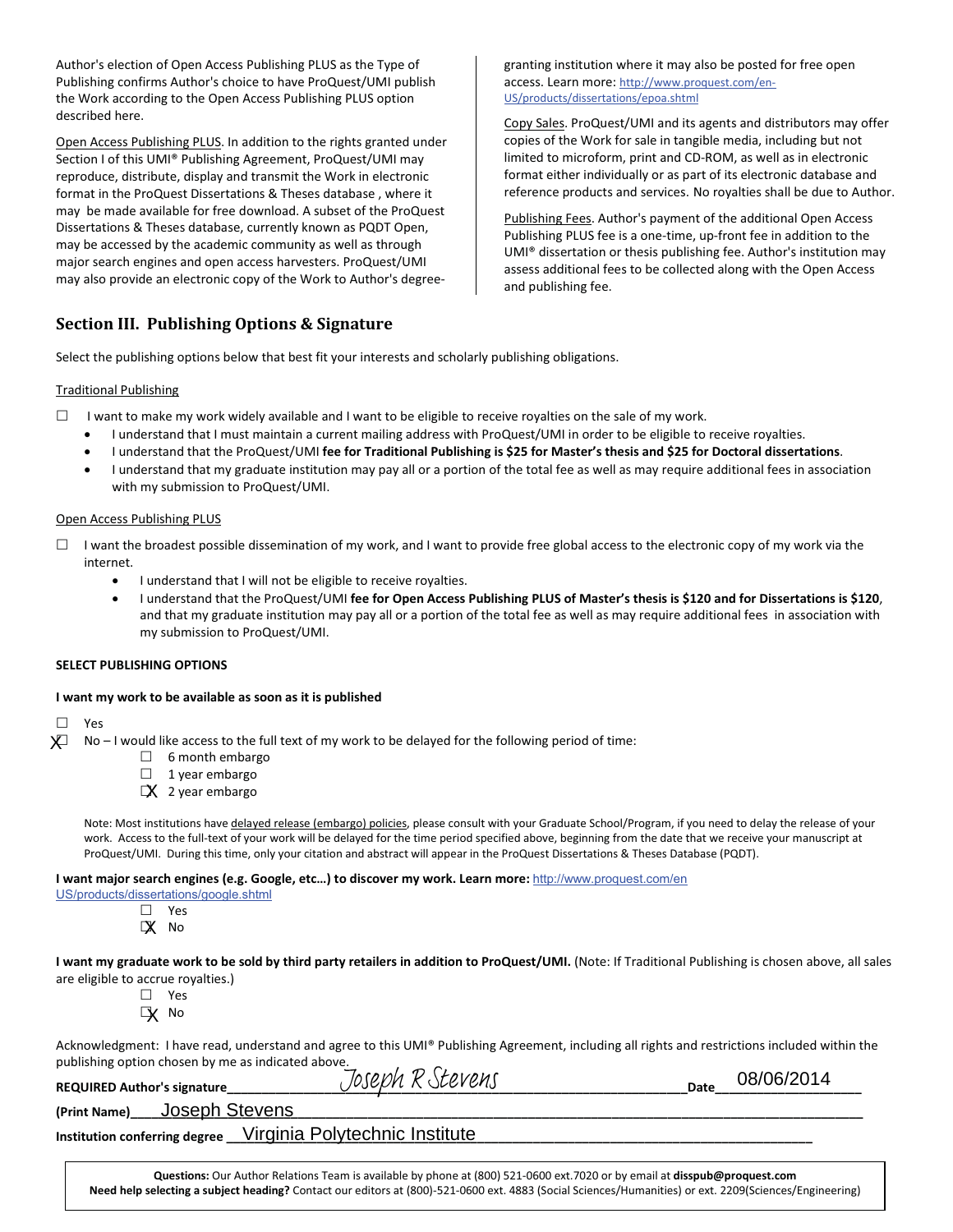Author's election of Open Access Publishing PLUS as the Type of Publishing confirms Author's choice to have ProQuest/UMI publish the Work according to the Open Access Publishing PLUS option described here.

Open Access Publishing PLUS. In addition to the rights granted under Section I of this UMI® Publishing Agreement, ProQuest/UMI may reproduce, distribute, display and transmit the Work in electronic format in the ProQuest Dissertations & Theses database , where it may be made available for free download. A subset of the ProQuest Dissertations & Theses database, currently known as PQDT Open, may be accessed by the academic community as well as through major search engines and open access harvesters. ProQuest/UMI may also provide an electronic copy of the Work to Author's degree-granting institution where it may also be posted for free open access. Learn more: http://www.proquest.com/en-US/products/dissertations/epoa.shtml

Copy Sales. ProQuest/UMI and its agents and distributors may offer copies of the Work for sale in tangible media, including but not limited to microform, print and CD-ROM, as well as in electronic format either individually or as part of its electronic database and reference products and services. No royalties shall be due to Author.

Publishing Fees. Author's payment of the additional Open Access Publishing PLUS fee is a one-time, up-front fee in addition to the UMI® dissertation or thesis publishing fee. Author's institution may assess additional fees to be collected along with the Open Access and publishing fee.

## Section III. Publishing Options & Signature

Select the publishing options below that best fit your interests and scholarly publishing obligations.

Traditional Publishing

☐ I want to make my work widely available and I want to be eligible to receive royalties on the sale of my work.

- I understand that I must maintain a current mailing address with ProQuest/UMI in order to be eligible to receive royalties.
- I understand that the ProQuest/UMI **fee for Traditional Publishing is $25 for Master's thesis and $25 for Doctoral dissertations**.
- I understand that my graduate institution may pay all or a portion of the total fee as well as may require additional fees in association with my submission to ProQuest/UMI.

Open Access Publishing PLUS

☐ I want the broadest possible dissemination of my work, and I want to provide free global access to the electronic copy of my work via the internet.

- I understand that I will not be eligible to receive royalties.
- I understand that the ProQuest/UMI **fee for Open Access Publishing PLUS of Master's thesis is $120 and for Dissertations is $120**, and that my graduate institution may pay all or a portion of the total fee as well as may require additional fees in association with my submission to ProQuest/UMI.

**SELECT PUBLISHING OPTIONS**

**I want my work to be available as soon as it is published**

☐ Yes

☒ No – I would like access to the full text of my work to be delayed for the following period of time:

☐ 6 month embargo

☐ 1 year embargo

☒ 2 year embargo

Note: Most institutions have delayed release (embargo) policies, please consult with your Graduate School/Program, if you need to delay the release of your work. Access to the full-text of your work will be delayed for the time period specified above, beginning from the date that we receive your manuscript at ProQuest/UMI. During this time, only your citation and abstract will appear in the ProQuest Dissertations & Theses Database (PQDT).

**I want major search engines (e.g. Google, etc…) to discover my work. Learn more:** http://www.proquest.com/en US/products/dissertations/google.shtml

☐ Yes

☒ No

**I want my graduate work to be sold by third party retailers in addition to ProQuest/UMI.** (Note: If Traditional Publishing is chosen above, all sales are eligible to accrue royalties.)

☐ Yes

☒ No

Acknowledgment: I have read, understand and agree to this UMI® Publishing Agreement, including all rights and restrictions included within the publishing option chosen by me as indicated above.

**REQUIRED Author's signature** Joseph R Stevens **Date** 08/06/2014

**(Print Name)** Joseph Stevens

**Institution conferring degree** Virginia Polytechnic Institute

**Questions:** Our Author Relations Team is available by phone at (800) 521-0600 ext.7020 or by email at **disspub@proquest.com**
**Need help selecting a subject heading?** Contact our editors at (800)-521-0600 ext. 4883 (Social Sciences/Humanities) or ext. 2209(Sciences/Engineering)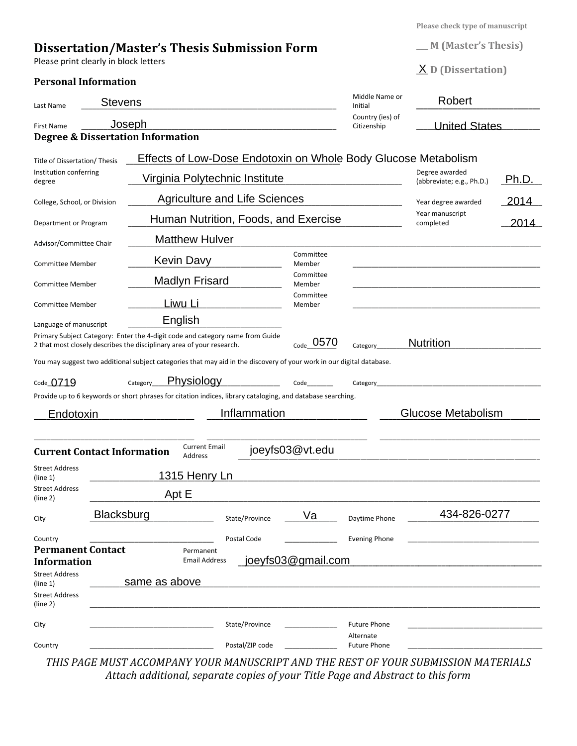Please check type of manuscript

# Dissertation/Master's Thesis Submission Form

Please print clearly in block letters

___ M (Master's Thesis)

X D (Dissertation)

## Personal Information

Last Name: Stevens

Middle Name or Initial: Robert

First Name: Joseph

Country (ies) of Citizenship: United States

## Degree & Dissertation Information

Title of Dissertation/ Thesis: Effects of Low-Dose Endotoxin on Whole Body Glucose Metabolism

Institution conferring degree: Virginia Polytechnic Institute

Degree awarded (abbreviate; e.g., Ph.D.): Ph.D.

College, School, or Division: Agriculture and Life Sciences

Year degree awarded: 2014

Department or Program: Human Nutrition, Foods, and Exercise

Year manuscript completed: 2014

Advisor/Committee Chair: Matthew Hulver

Committee Member: Kevin Davy

Committee Member: ______

Committee Member: Madlyn Frisard

Committee Member: ______

Committee Member: Liwu Li

Committee Member: ______

Language of manuscript: English

Primary Subject Category: Enter the 4-digit code and category name from Guide 2 that most closely describes the disciplinary area of your research.

Code: 0570 Category: Nutrition

You may suggest two additional subject categories that may aid in the discovery of your work in our digital database.

Code: 0719 Category: Physiology

Code: ______ Category: ______

Provide up to 6 keywords or short phrases for citation indices, library cataloging, and database searching.

Endotoxin | Inflammation | Glucose Metabolism

______ | ______ | ______

## Current Contact Information

Current Email Address: joeyfs03@vt.edu

Street Address (line 1): 1315 Henry Ln

Street Address (line 2): Apt E

City: Blacksburg

State/Province: Va

Daytime Phone: 434-826-0277

Country: ______

Postal Code: ______

Evening Phone: ______

## Permanent Contact Information

Permanent Email Address: joeyfs03@gmail.com

Street Address (line 1): same as above

Street Address (line 2): ______

City: ______

State/Province: ______

Future Phone: ______

Country: ______

Postal/ZIP code: ______

Alternate Future Phone: ______

*THIS PAGE MUST ACCOMPANY YOUR MANUSCRIPT AND THE REST OF YOUR SUBMISSION MATERIALS*

*Attach additional, separate copies of your Title Page and Abstract to this form*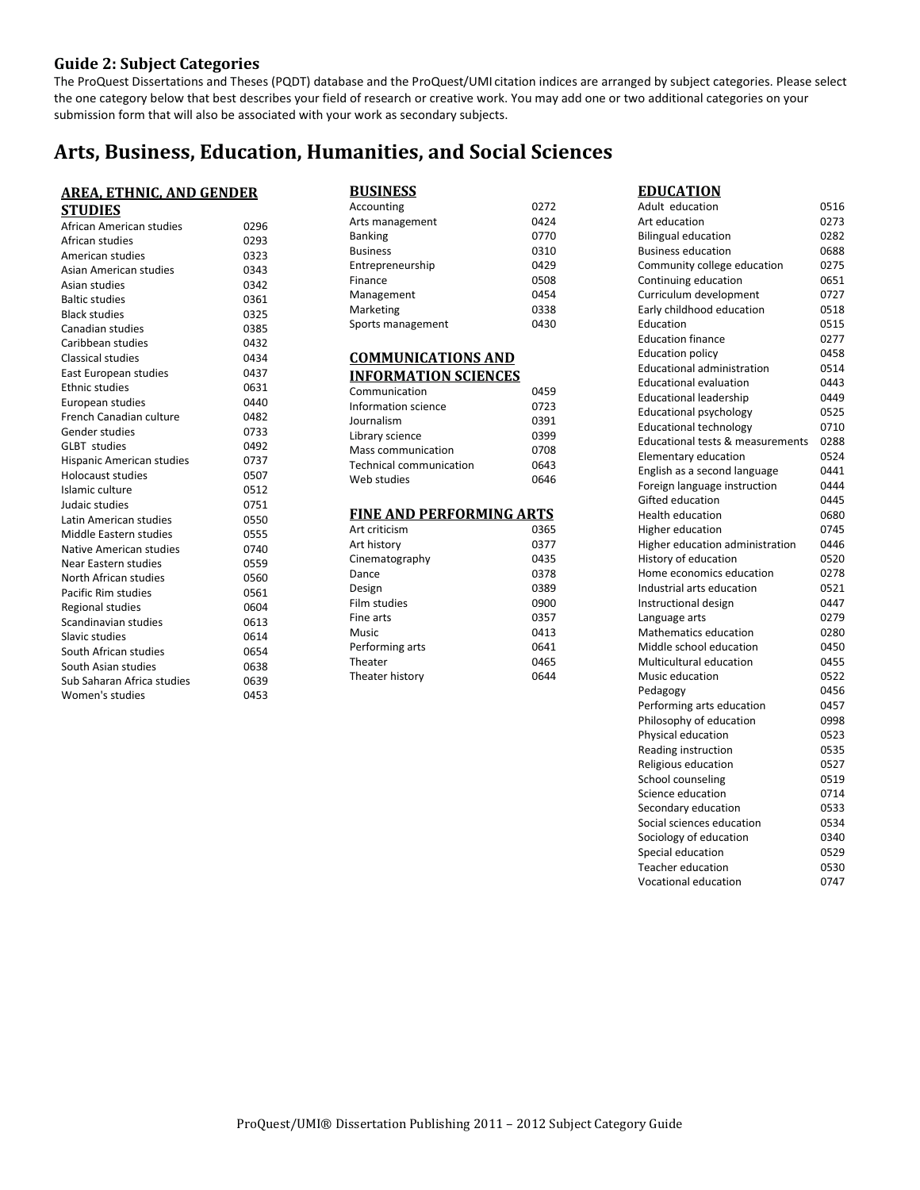## Guide 2: Subject Categories

The ProQuest Dissertations and Theses (PQDT) database and the ProQuest/UMI citation indices are arranged by subject categories. Please select the one category below that best describes your field of research or creative work. You may add one or two additional categories on your submission form that will also be associated with your work as secondary subjects.

# Arts, Business, Education, Humanities, and Social Sciences

### AREA, ETHNIC, AND GENDER STUDIES

| Subject | Code |
|---|---|
| African American studies | 0296 |
| African studies | 0293 |
| American studies | 0323 |
| Asian American studies | 0343 |
| Asian studies | 0342 |
| Baltic studies | 0361 |
| Black studies | 0325 |
| Canadian studies | 0385 |
| Caribbean studies | 0432 |
| Classical studies | 0434 |
| East European studies | 0437 |
| Ethnic studies | 0631 |
| European studies | 0440 |
| French Canadian culture | 0482 |
| Gender studies | 0733 |
| GLBT studies | 0492 |
| Hispanic American studies | 0737 |
| Holocaust studies | 0507 |
| Islamic culture | 0512 |
| Judaic studies | 0751 |
| Latin American studies | 0550 |
| Middle Eastern studies | 0555 |
| Native American studies | 0740 |
| Near Eastern studies | 0559 |
| North African studies | 0560 |
| Pacific Rim studies | 0561 |
| Regional studies | 0604 |
| Scandinavian studies | 0613 |
| Slavic studies | 0614 |
| South African studies | 0654 |
| South Asian studies | 0638 |
| Sub Saharan Africa studies | 0639 |
| Women's studies | 0453 |

### BUSINESS

| Subject | Code |
|---|---|
| Accounting | 0272 |
| Arts management | 0424 |
| Banking | 0770 |
| Business | 0310 |
| Entrepreneurship | 0429 |
| Finance | 0508 |
| Management | 0454 |
| Marketing | 0338 |
| Sports management | 0430 |

### COMMUNICATIONS AND INFORMATION SCIENCES

| Subject | Code |
|---|---|
| Communication | 0459 |
| Information science | 0723 |
| Journalism | 0391 |
| Library science | 0399 |
| Mass communication | 0708 |
| Technical communication | 0643 |
| Web studies | 0646 |

### FINE AND PERFORMING ARTS

| Subject | Code |
|---|---|
| Art criticism | 0365 |
| Art history | 0377 |
| Cinematography | 0435 |
| Dance | 0378 |
| Design | 0389 |
| Film studies | 0900 |
| Fine arts | 0357 |
| Music | 0413 |
| Performing arts | 0641 |
| Theater | 0465 |
| Theater history | 0644 |

### EDUCATION

| Subject | Code |
|---|---|
| Adult education | 0516 |
| Art education | 0273 |
| Bilingual education | 0282 |
| Business education | 0688 |
| Community college education | 0275 |
| Continuing education | 0651 |
| Curriculum development | 0727 |
| Early childhood education | 0518 |
| Education | 0515 |
| Education finance | 0277 |
| Education policy | 0458 |
| Educational administration | 0514 |
| Educational evaluation | 0443 |
| Educational leadership | 0449 |
| Educational psychology | 0525 |
| Educational technology | 0710 |
| Educational tests & measurements | 0288 |
| Elementary education | 0524 |
| English as a second language | 0441 |
| Foreign language instruction | 0444 |
| Gifted education | 0445 |
| Health education | 0680 |
| Higher education | 0745 |
| Higher education administration | 0446 |
| History of education | 0520 |
| Home economics education | 0278 |
| Industrial arts education | 0521 |
| Instructional design | 0447 |
| Language arts | 0279 |
| Mathematics education | 0280 |
| Middle school education | 0450 |
| Multicultural education | 0455 |
| Music education | 0522 |
| Pedagogy | 0456 |
| Performing arts education | 0457 |
| Philosophy of education | 0998 |
| Physical education | 0523 |
| Reading instruction | 0535 |
| Religious education | 0527 |
| School counseling | 0519 |
| Science education | 0714 |
| Secondary education | 0533 |
| Social sciences education | 0534 |
| Sociology of education | 0340 |
| Special education | 0529 |
| Teacher education | 0530 |
| Vocational education | 0747 |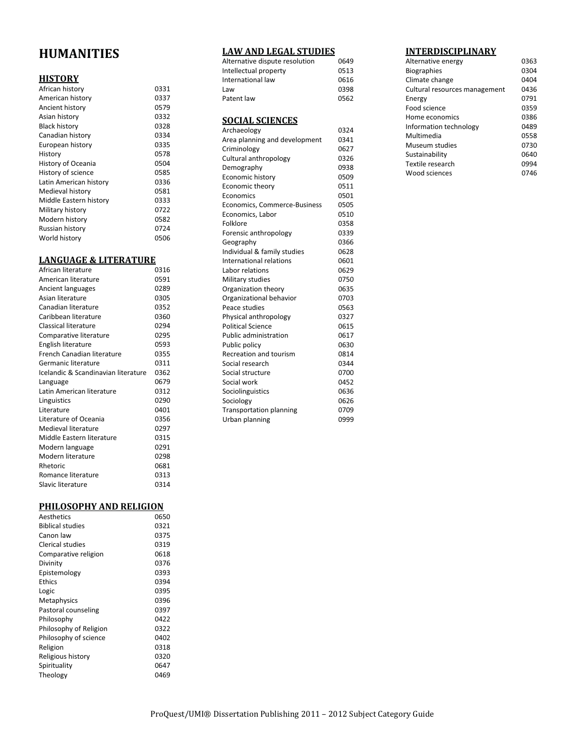# HUMANITIES

## HISTORY

| | |
|---|---|
| African history | 0331 |
| American history | 0337 |
| Ancient history | 0579 |
| Asian history | 0332 |
| Black history | 0328 |
| Canadian history | 0334 |
| European history | 0335 |
| History | 0578 |
| History of Oceania | 0504 |
| History of science | 0585 |
| Latin American history | 0336 |
| Medieval history | 0581 |
| Middle Eastern history | 0333 |
| Military history | 0722 |
| Modern history | 0582 |
| Russian history | 0724 |
| World history | 0506 |

## LANGUAGE & LITERATURE

| | |
|---|---|
| African literature | 0316 |
| American literature | 0591 |
| Ancient languages | 0289 |
| Asian literature | 0305 |
| Canadian literature | 0352 |
| Caribbean literature | 0360 |
| Classical literature | 0294 |
| Comparative literature | 0295 |
| English literature | 0593 |
| French Canadian literature | 0355 |
| Germanic literature | 0311 |
| Icelandic & Scandinavian literature | 0362 |
| Language | 0679 |
| Latin American literature | 0312 |
| Linguistics | 0290 |
| Literature | 0401 |
| Literature of Oceania | 0356 |
| Medieval literature | 0297 |
| Middle Eastern literature | 0315 |
| Modern language | 0291 |
| Modern literature | 0298 |
| Rhetoric | 0681 |
| Romance literature | 0313 |
| Slavic literature | 0314 |

## PHILOSOPHY AND RELIGION

| | |
|---|---|
| Aesthetics | 0650 |
| Biblical studies | 0321 |
| Canon law | 0375 |
| Clerical studies | 0319 |
| Comparative religion | 0618 |
| Divinity | 0376 |
| Epistemology | 0393 |
| Ethics | 0394 |
| Logic | 0395 |
| Metaphysics | 0396 |
| Pastoral counseling | 0397 |
| Philosophy | 0422 |
| Philosophy of Religion | 0322 |
| Philosophy of science | 0402 |
| Religion | 0318 |
| Religious history | 0320 |
| Spirituality | 0647 |
| Theology | 0469 |

## LAW AND LEGAL STUDIES

| | |
|---|---|
| Alternative dispute resolution | 0649 |
| Intellectual property | 0513 |
| International law | 0616 |
| Law | 0398 |
| Patent law | 0562 |

## SOCIAL SCIENCES

| | |
|---|---|
| Archaeology | 0324 |
| Area planning and development | 0341 |
| Criminology | 0627 |
| Cultural anthropology | 0326 |
| Demography | 0938 |
| Economic history | 0509 |
| Economic theory | 0511 |
| Economics | 0501 |
| Economics, Commerce-Business | 0505 |
| Economics, Labor | 0510 |
| Folklore | 0358 |
| Forensic anthropology | 0339 |
| Geography | 0366 |
| Individual & family studies | 0628 |
| International relations | 0601 |
| Labor relations | 0629 |
| Military studies | 0750 |
| Organization theory | 0635 |
| Organizational behavior | 0703 |
| Peace studies | 0563 |
| Physical anthropology | 0327 |
| Political Science | 0615 |
| Public administration | 0617 |
| Public policy | 0630 |
| Recreation and tourism | 0814 |
| Social research | 0344 |
| Social structure | 0700 |
| Social work | 0452 |
| Sociolinguistics | 0636 |
| Sociology | 0626 |
| Transportation planning | 0709 |
| Urban planning | 0999 |

## INTERDISCIPLINARY

| | |
|---|---|
| Alternative energy | 0363 |
| Biographies | 0304 |
| Climate change | 0404 |
| Cultural resources management | 0436 |
| Energy | 0791 |
| Food science | 0359 |
| Home economics | 0386 |
| Information technology | 0489 |
| Multimedia | 0558 |
| Museum studies | 0730 |
| Sustainability | 0640 |
| Textile research | 0994 |
| Wood sciences | 0746 |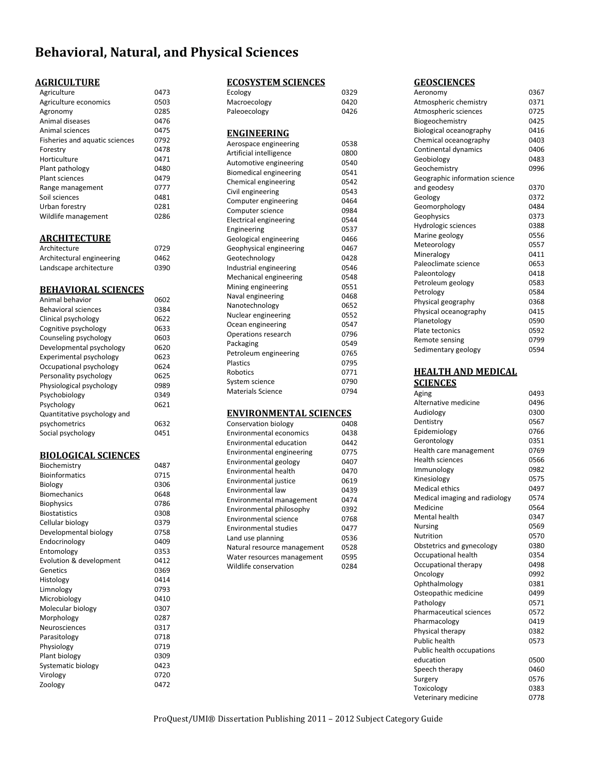# Behavioral, Natural, and Physical Sciences

## AGRICULTURE

| | |
|---|---|
| Agriculture | 0473 |
| Agriculture economics | 0503 |
| Agronomy | 0285 |
| Animal diseases | 0476 |
| Animal sciences | 0475 |
| Fisheries and aquatic sciences | 0792 |
| Forestry | 0478 |
| Horticulture | 0471 |
| Plant pathology | 0480 |
| Plant sciences | 0479 |
| Range management | 0777 |
| Soil sciences | 0481 |
| Urban forestry | 0281 |
| Wildlife management | 0286 |

## ARCHITECTURE

| | |
|---|---|
| Architecture | 0729 |
| Architectural engineering | 0462 |
| Landscape architecture | 0390 |

## BEHAVIORAL SCIENCES

| | |
|---|---|
| Animal behavior | 0602 |
| Behavioral sciences | 0384 |
| Clinical psychology | 0622 |
| Cognitive psychology | 0633 |
| Counseling psychology | 0603 |
| Developmental psychology | 0620 |
| Experimental psychology | 0623 |
| Occupational psychology | 0624 |
| Personality psychology | 0625 |
| Physiological psychology | 0989 |
| Psychobiology | 0349 |
| Psychology | 0621 |
| Quantitative psychology and psychometrics | 0632 |
| Social psychology | 0451 |

## BIOLOGICAL SCIENCES

| | |
|---|---|
| Biochemistry | 0487 |
| Bioinformatics | 0715 |
| Biology | 0306 |
| Biomechanics | 0648 |
| Biophysics | 0786 |
| Biostatistics | 0308 |
| Cellular biology | 0379 |
| Developmental biology | 0758 |
| Endocrinology | 0409 |
| Entomology | 0353 |
| Evolution & development | 0412 |
| Genetics | 0369 |
| Histology | 0414 |
| Limnology | 0793 |
| Microbiology | 0410 |
| Molecular biology | 0307 |
| Morphology | 0287 |
| Neurosciences | 0317 |
| Parasitology | 0718 |
| Physiology | 0719 |
| Plant biology | 0309 |
| Systematic biology | 0423 |
| Virology | 0720 |
| Zoology | 0472 |

## ECOSYSTEM SCIENCES

| | |
|---|---|
| Ecology | 0329 |
| Macroecology | 0420 |
| Paleoecology | 0426 |

## ENGINEERING

| | |
|---|---|
| Aerospace engineering | 0538 |
| Artificial intelligence | 0800 |
| Automotive engineering | 0540 |
| Biomedical engineering | 0541 |
| Chemical engineering | 0542 |
| Civil engineering | 0543 |
| Computer engineering | 0464 |
| Computer science | 0984 |
| Electrical engineering | 0544 |
| Engineering | 0537 |
| Geological engineering | 0466 |
| Geophysical engineering | 0467 |
| Geotechnology | 0428 |
| Industrial engineering | 0546 |
| Mechanical engineering | 0548 |
| Mining engineering | 0551 |
| Naval engineering | 0468 |
| Nanotechnology | 0652 |
| Nuclear engineering | 0552 |
| Ocean engineering | 0547 |
| Operations research | 0796 |
| Packaging | 0549 |
| Petroleum engineering | 0765 |
| Plastics | 0795 |
| Robotics | 0771 |
| System science | 0790 |
| Materials Science | 0794 |

## ENVIRONMENTAL SCIENCES

| | |
|---|---|
| Conservation biology | 0408 |
| Environmental economics | 0438 |
| Environmental education | 0442 |
| Environmental engineering | 0775 |
| Environmental geology | 0407 |
| Environmental health | 0470 |
| Environmental justice | 0619 |
| Environmental law | 0439 |
| Environmental management | 0474 |
| Environmental philosophy | 0392 |
| Environmental science | 0768 |
| Environmental studies | 0477 |
| Land use planning | 0536 |
| Natural resource management | 0528 |
| Water resources management | 0595 |
| Wildlife conservation | 0284 |

## GEOSCIENCES

| | |
|---|---|
| Aeronomy | 0367 |
| Atmospheric chemistry | 0371 |
| Atmospheric sciences | 0725 |
| Biogeochemistry | 0425 |
| Biological oceanography | 0416 |
| Chemical oceanography | 0403 |
| Continental dynamics | 0406 |
| Geobiology | 0483 |
| Geochemistry | 0996 |
| Geographic information science and geodesy | 0370 |
| Geology | 0372 |
| Geomorphology | 0484 |
| Geophysics | 0373 |
| Hydrologic sciences | 0388 |
| Marine geology | 0556 |
| Meteorology | 0557 |
| Mineralogy | 0411 |
| Paleoclimate science | 0653 |
| Paleontology | 0418 |
| Petroleum geology | 0583 |
| Petrology | 0584 |
| Physical geography | 0368 |
| Physical oceanography | 0415 |
| Planetology | 0590 |
| Plate tectonics | 0592 |
| Remote sensing | 0799 |
| Sedimentary geology | 0594 |

## HEALTH AND MEDICAL SCIENCES

| | |
|---|---|
| Aging | 0493 |
| Alternative medicine | 0496 |
| Audiology | 0300 |
| Dentistry | 0567 |
| Epidemiology | 0766 |
| Gerontology | 0351 |
| Health care management | 0769 |
| Health sciences | 0566 |
| Immunology | 0982 |
| Kinesiology | 0575 |
| Medical ethics | 0497 |
| Medical imaging and radiology | 0574 |
| Medicine | 0564 |
| Mental health | 0347 |
| Nursing | 0569 |
| Nutrition | 0570 |
| Obstetrics and gynecology | 0380 |
| Occupational health | 0354 |
| Occupational therapy | 0498 |
| Oncology | 0992 |
| Ophthalmology | 0381 |
| Osteopathic medicine | 0499 |
| Pathology | 0571 |
| Pharmaceutical sciences | 0572 |
| Pharmacology | 0419 |
| Physical therapy | 0382 |
| Public health | 0573 |
| Public health occupations education | 0500 |
| Speech therapy | 0460 |
| Surgery | 0576 |
| Toxicology | 0383 |
| Veterinary medicine | 0778 |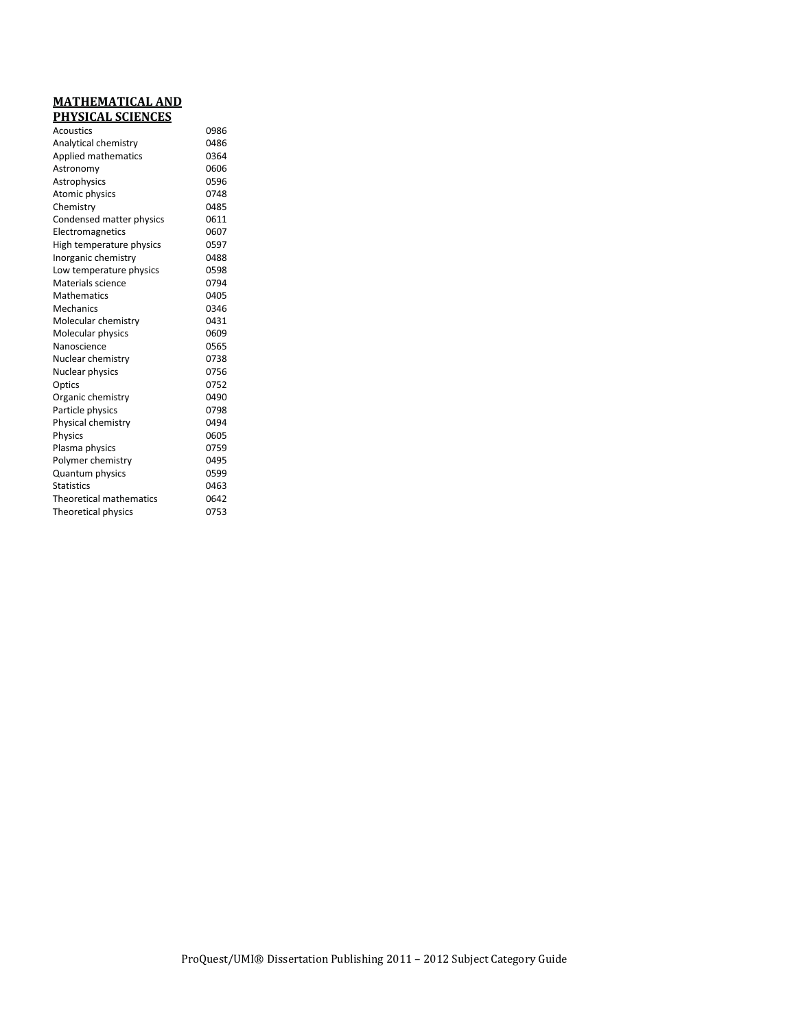## MATHEMATICAL AND PHYSICAL SCIENCES

| | |
|---|---|
| Acoustics | 0986 |
| Analytical chemistry | 0486 |
| Applied mathematics | 0364 |
| Astronomy | 0606 |
| Astrophysics | 0596 |
| Atomic physics | 0748 |
| Chemistry | 0485 |
| Condensed matter physics | 0611 |
| Electromagnetics | 0607 |
| High temperature physics | 0597 |
| Inorganic chemistry | 0488 |
| Low temperature physics | 0598 |
| Materials science | 0794 |
| Mathematics | 0405 |
| Mechanics | 0346 |
| Molecular chemistry | 0431 |
| Molecular physics | 0609 |
| Nanoscience | 0565 |
| Nuclear chemistry | 0738 |
| Nuclear physics | 0756 |
| Optics | 0752 |
| Organic chemistry | 0490 |
| Particle physics | 0798 |
| Physical chemistry | 0494 |
| Physics | 0605 |
| Plasma physics | 0759 |
| Polymer chemistry | 0495 |
| Quantum physics | 0599 |
| Statistics | 0463 |
| Theoretical mathematics | 0642 |
| Theoretical physics | 0753 |